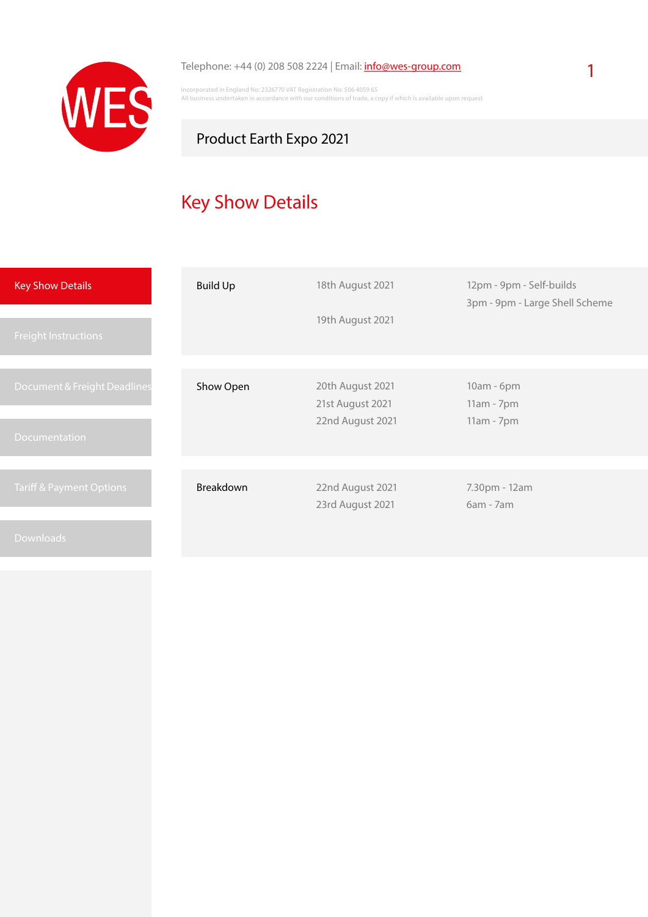Telephone: +44 (0) 208 508 2224 | Email: info@wes-group.com

Incorporated in England No: 2326770 VAT Registration No: 506 4059 65
All business undertaken in accordance with our conditions of trade, a copy if which is available upon request

## Product Earth Expo 2021

# Key Show Details

- Key Show Details
- Freight Instructions
- Document & Freight Deadlines
- Documentation
- Tariff & Payment Options
- Downloads

| | | |
|---|---|---|
| Build Up | 18th August 2021 | 12pm - 9pm - Self-builds |
| | | 3pm - 9pm - Large Shell Scheme |
| | 19th August 2021 | |
| Show Open | 20th August 2021 | 10am - 6pm |
| | 21st August 2021 | 11am - 7pm |
| | 22nd August 2021 | 11am - 7pm |
| Breakdown | 22nd August 2021 | 7.30pm - 12am |
| | 23rd August 2021 | 6am - 7am |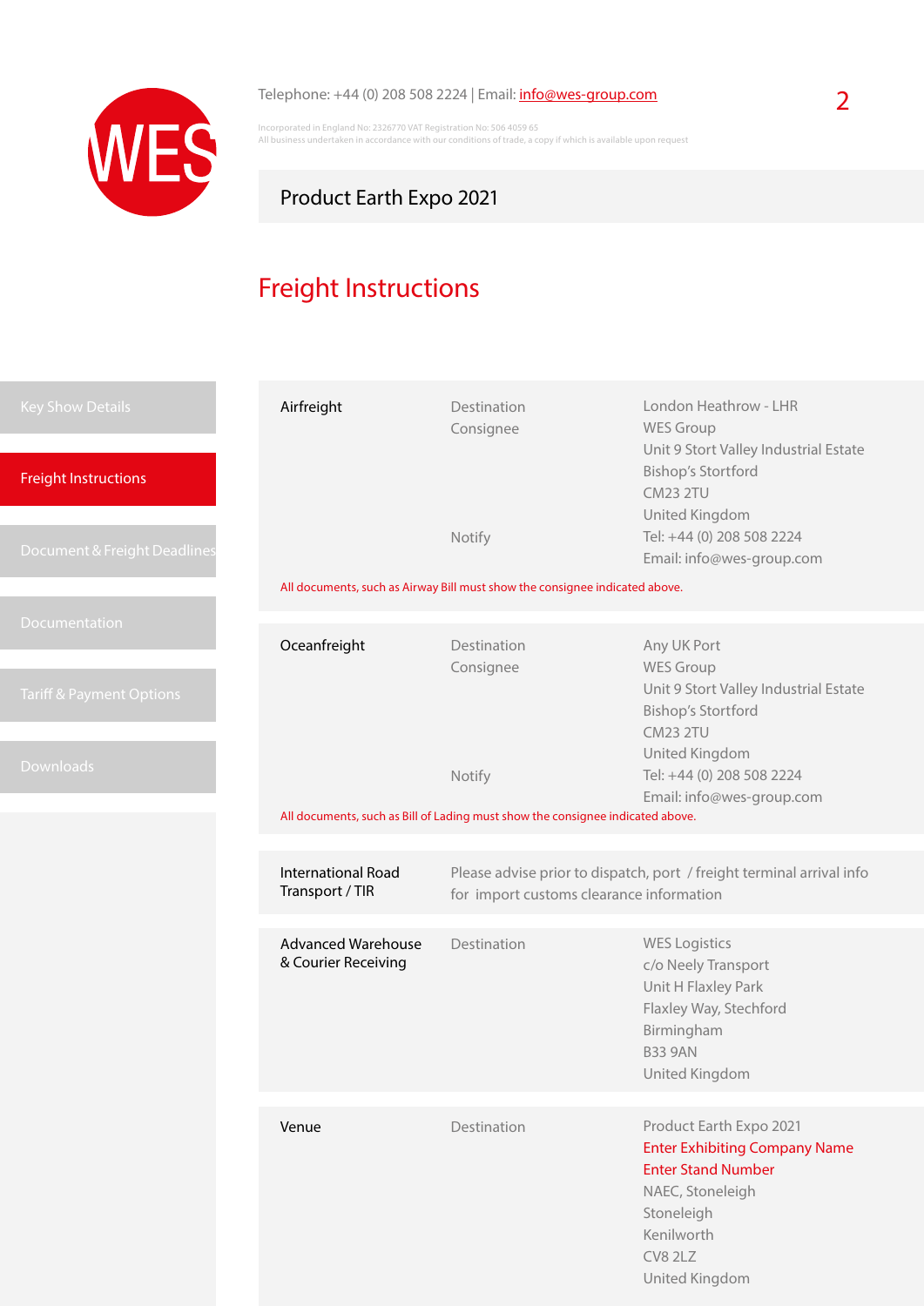Telephone: +44 (0) 208 508 2224 | Email: info@wes-group.com

Incorporated in England No: 2326770 VAT Registration No: 506 4059 65
All business undertaken in accordance with our conditions of trade, a copy if which is available upon request

## Product Earth Expo 2021

# Freight Instructions

- Key Show Details
- Freight Instructions
- Document & Freight Deadlines
- Documentation
- Tariff & Payment Options
- Downloads

| | | |
|---|---|---|
| **Airfreight** | Destination | London Heathrow - LHR |
| | Consignee | WES Group<br>Unit 9 Stort Valley Industrial Estate<br>Bishop's Stortford<br>CM23 2TU<br>United Kingdom |
| | Notify | Tel: +44 (0) 208 508 2224<br>Email: info@wes-group.com |

All documents, such as Airway Bill must show the consignee indicated above.

| | | |
|---|---|---|
| **Oceanfreight** | Destination | Any UK Port |
| | Consignee | WES Group<br>Unit 9 Stort Valley Industrial Estate<br>Bishop's Stortford<br>CM23 2TU<br>United Kingdom |
| | Notify | Tel: +44 (0) 208 508 2224<br>Email: info@wes-group.com |

All documents, such as Bill of Lading must show the consignee indicated above.

| | |
|---|---|
| **International Road Transport / TIR** | Please advise prior to dispatch, port / freight terminal arrival info for import customs clearance information |

| | | |
|---|---|---|
| **Advanced Warehouse & Courier Receiving** | Destination | WES Logistics<br>c/o Neely Transport<br>Unit H Flaxley Park<br>Flaxley Way, Stechford<br>Birmingham<br>B33 9AN<br>United Kingdom |

| | | |
|---|---|---|
| **Venue** | Destination | Product Earth Expo 2021<br>Enter Exhibiting Company Name<br>Enter Stand Number<br>NAEC, Stoneleigh<br>Stoneleigh<br>Kenilworth<br>CV8 2LZ<br>United Kingdom |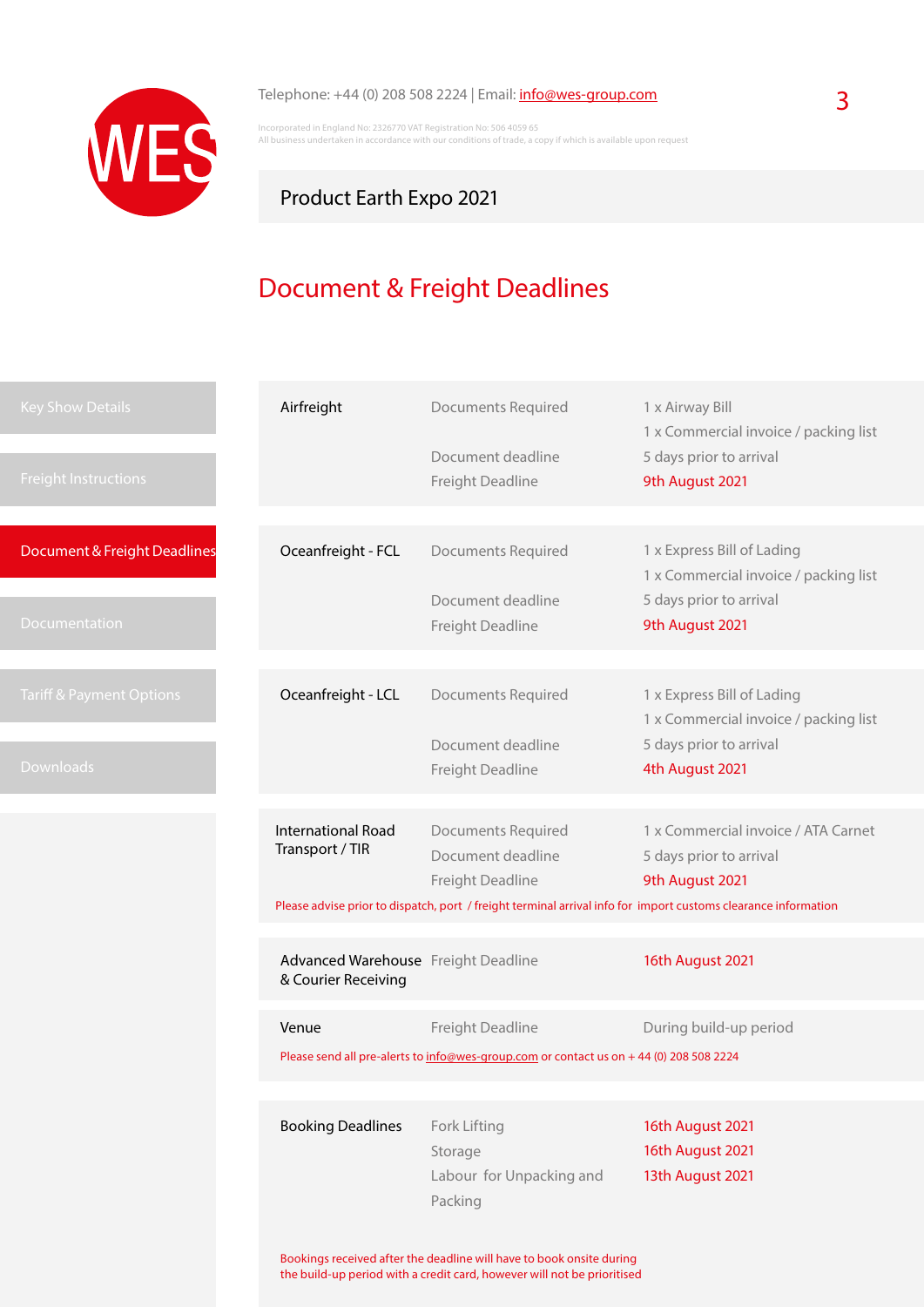Telephone: +44 (0) 208 508 2224 | Email: info@wes-group.com

Incorporated in England No: 2326770 VAT Registration No: 506 4059 65
All business undertaken in accordance with our conditions of trade, a copy if which is available upon request

Product Earth Expo 2021

# Document & Freight Deadlines

- Key Show Details
- Freight Instructions
- Document & Freight Deadlines
- Documentation
- Tariff & Payment Options
- Downloads

| | | |
|---|---|---|
| Airfreight | Documents Required | 1 x Airway Bill<br>1 x Commercial invoice / packing list |
| | Document deadline | 5 days prior to arrival |
| | Freight Deadline | 9th August 2021 |
| Oceanfreight - FCL | Documents Required | 1 x Express Bill of Lading<br>1 x Commercial invoice / packing list |
| | Document deadline | 5 days prior to arrival |
| | Freight Deadline | 9th August 2021 |
| Oceanfreight - LCL | Documents Required | 1 x Express Bill of Lading<br>1 x Commercial invoice / packing list |
| | Document deadline | 5 days prior to arrival |
| | Freight Deadline | 4th August 2021 |
| International Road Transport / TIR | Documents Required | 1 x Commercial invoice / ATA Carnet |
| | Document deadline | 5 days prior to arrival |
| | Freight Deadline | 9th August 2021 |

Please advise prior to dispatch, port / freight terminal arrival info for import customs clearance information

| | | |
|---|---|---|
| Advanced Warehouse & Courier Receiving | Freight Deadline | 16th August 2021 |
| Venue | Freight Deadline | During build-up period |

Please send all pre-alerts to info@wes-group.com or contact us on + 44 (0) 208 508 2224

| | | |
|---|---|---|
| Booking Deadlines | Fork Lifting | 16th August 2021 |
| | Storage | 16th August 2021 |
| | Labour for Unpacking and Packing | 13th August 2021 |

Bookings received after the deadline will have to book onsite during the build-up period with a credit card, however will not be prioritised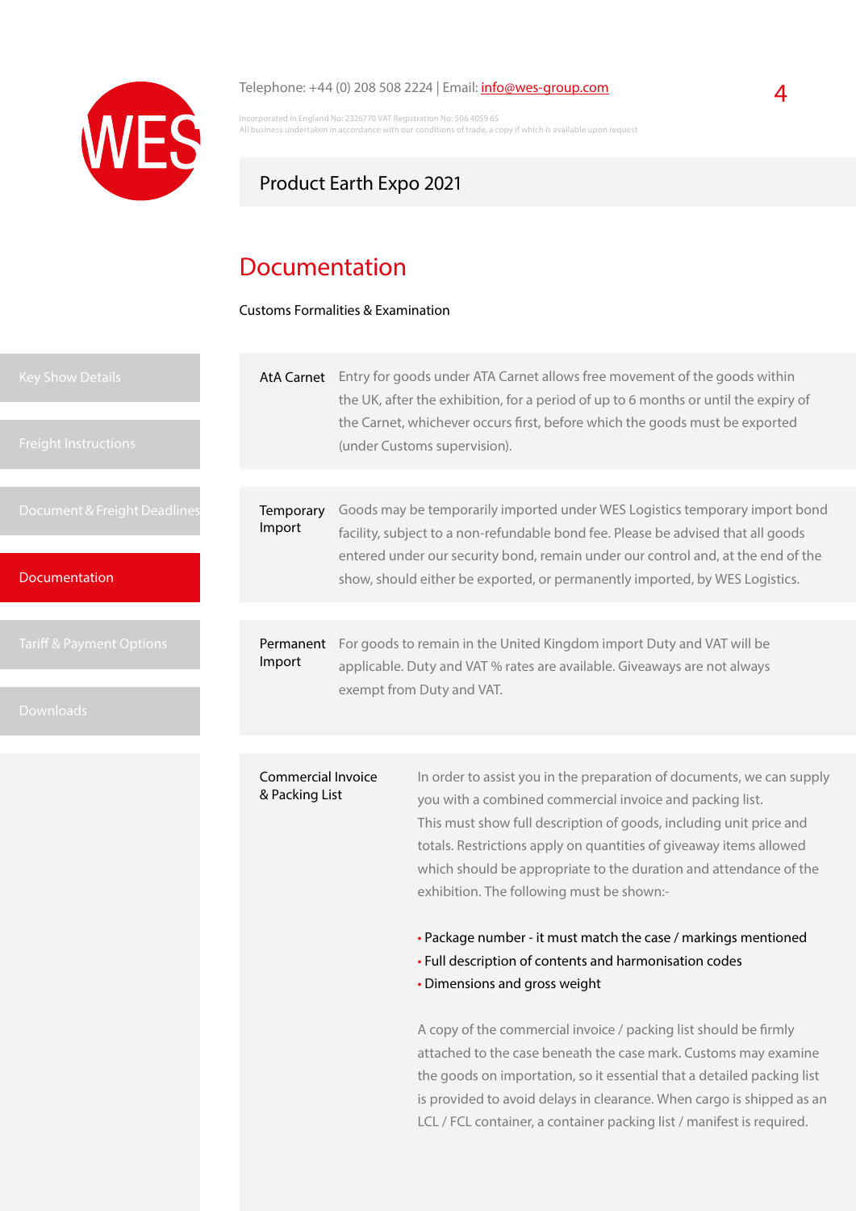Telephone: +44 (0) 208 508 2224 | Email: info@wes-group.com

Incorporated in England No: 2326770 VAT Registration No: 506 4059 65
All business undertaken in accordance with our conditions of trade, a copy if which is available upon request

Product Earth Expo 2021

- Key Show Details
- Freight Instructions
- Document & Freight Deadlines
- Documentation
- Tariff & Payment Options
- Downloads

# Documentation

Customs Formalities & Examination

**AtA Carnet**
Entry for goods under ATA Carnet allows free movement of the goods within the UK, after the exhibition, for a period of up to 6 months or until the expiry of the Carnet, whichever occurs first, before which the goods must be exported (under Customs supervision).

**Temporary Import**
Goods may be temporarily imported under WES Logistics temporary import bond facility, subject to a non-refundable bond fee. Please be advised that all goods entered under our security bond, remain under our control and, at the end of the show, should either be exported, or permanently imported, by WES Logistics.

**Permanent Import**
For goods to remain in the United Kingdom import Duty and VAT will be applicable. Duty and VAT % rates are available. Giveaways are not always exempt from Duty and VAT.

**Commercial Invoice & Packing List**
In order to assist you in the preparation of documents, we can supply you with a combined commercial invoice and packing list.
This must show full description of goods, including unit price and totals. Restrictions apply on quantities of giveaway items allowed which should be appropriate to the duration and attendance of the exhibition. The following must be shown:-

- Package number - it must match the case / markings mentioned
- Full description of contents and harmonisation codes
- Dimensions and gross weight

A copy of the commercial invoice / packing list should be firmly attached to the case beneath the case mark. Customs may examine the goods on importation, so it essential that a detailed packing list is provided to avoid delays in clearance. When cargo is shipped as an LCL / FCL container, a container packing list / manifest is required.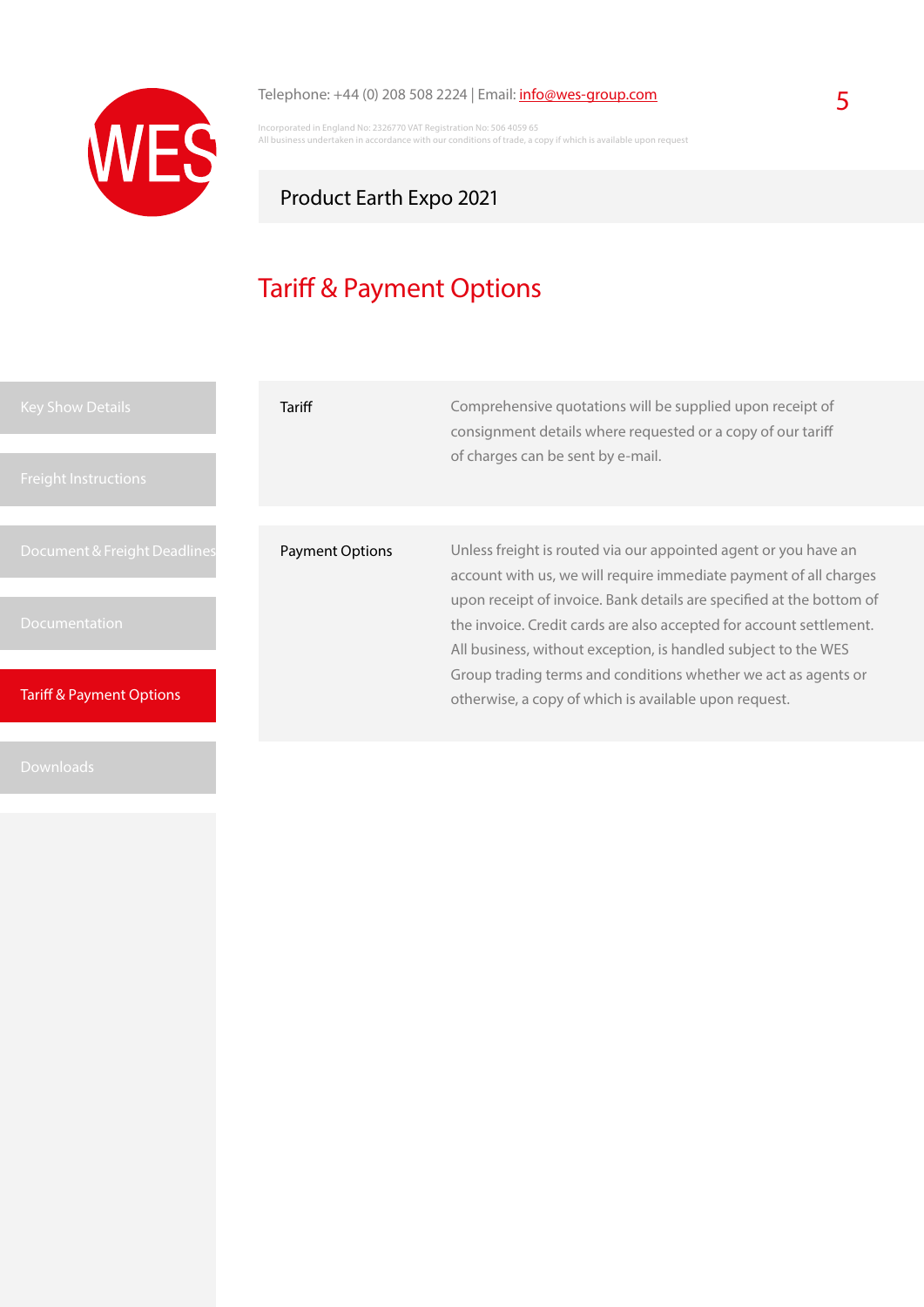Telephone: +44 (0) 208 508 2224 | Email: info@wes-group.com

Incorporated in England No: 2326770 VAT Registration No: 506 4059 65
All business undertaken in accordance with our conditions of trade, a copy if which is available upon request

Product Earth Expo 2021

# Tariff & Payment Options

- Key Show Details
- Freight Instructions
- Document & Freight Deadlines
- Documentation
- Tariff & Payment Options
- Downloads

| | |
|---|---|
| Tariff | Comprehensive quotations will be supplied upon receipt of consignment details where requested or a copy of our tariff of charges can be sent by e-mail. |
| Payment Options | Unless freight is routed via our appointed agent or you have an account with us, we will require immediate payment of all charges upon receipt of invoice. Bank details are specified at the bottom of the invoice. Credit cards are also accepted for account settlement. All business, without exception, is handled subject to the WES Group trading terms and conditions whether we act as agents or otherwise, a copy of which is available upon request. |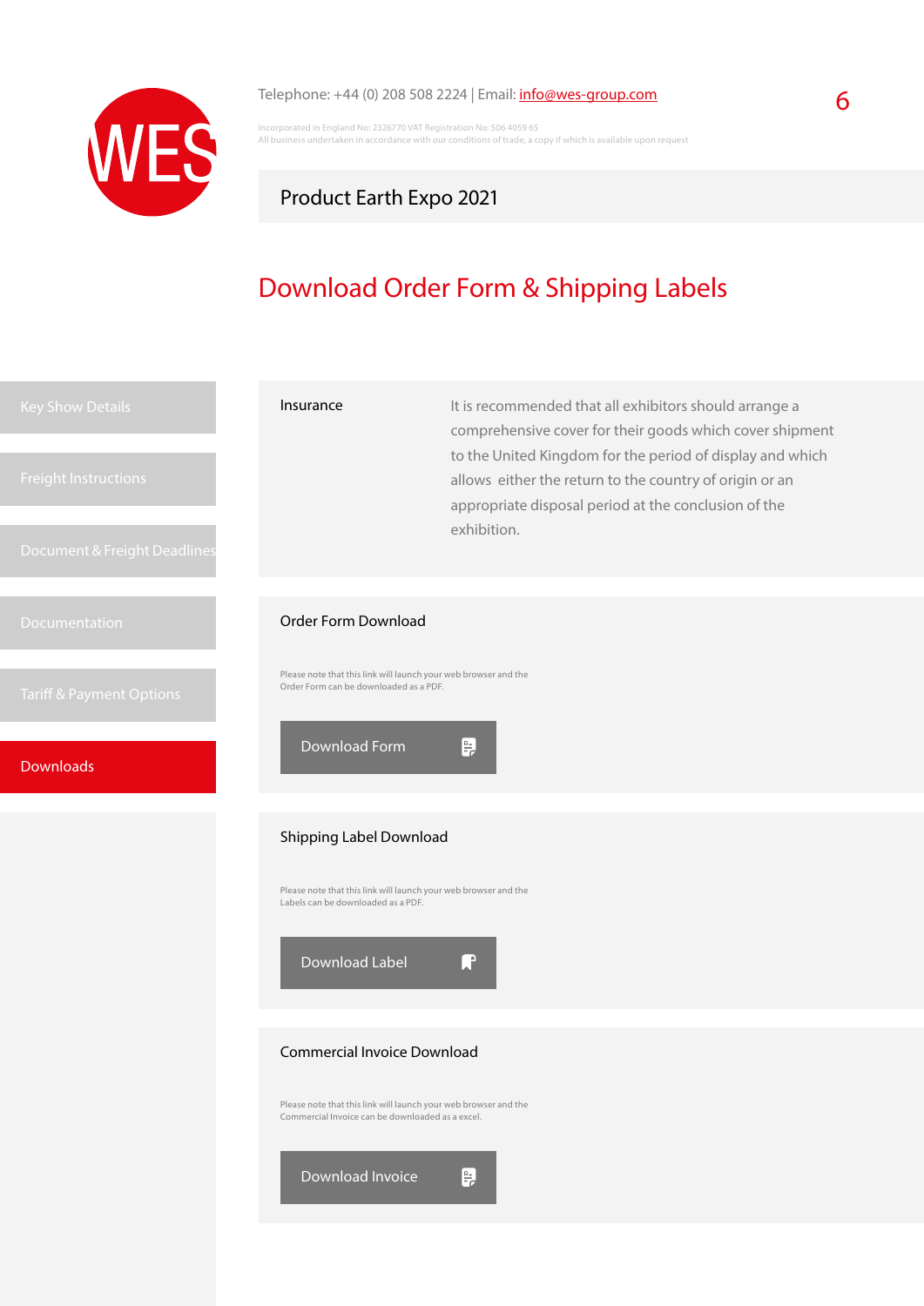Telephone: +44 (0) 208 508 2224 | Email: info@wes-group.com

Incorporated in England No: 2326770 VAT Registration No: 506 4059 65
All business undertaken in accordance with our conditions of trade, a copy if which is available upon request

Product Earth Expo 2021

# Download Order Form & Shipping Labels

- Key Show Details
- Freight Instructions
- Document & Freight Deadlines
- Documentation
- Tariff & Payment Options
- Downloads

**Insurance**

It is recommended that all exhibitors should arrange a comprehensive cover for their goods which cover shipment to the United Kingdom for the period of display and which allows either the return to the country of origin or an appropriate disposal period at the conclusion of the exhibition.

## Order Form Download

Please note that this link will launch your web browser and the Order Form can be downloaded as a PDF.

Download Form

## Shipping Label Download

Please note that this link will launch your web browser and the Labels can be downloaded as a PDF.

Download Label

## Commercial Invoice Download

Please note that this link will launch your web browser and the Commercial Invoice can be downloaded as a excel.

Download Invoice